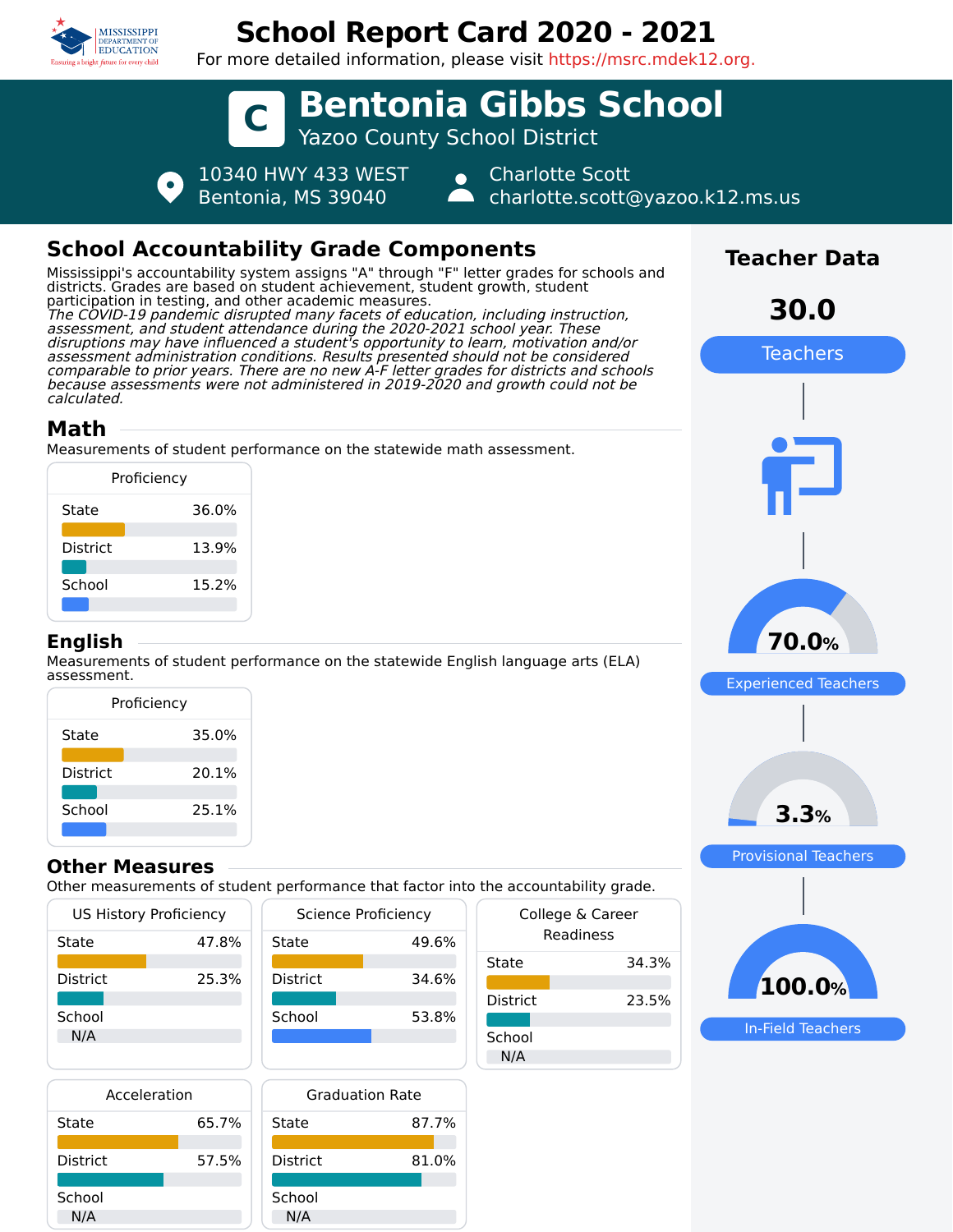# School Report Card 2020 - 2021

For more detailed information, please visit https://msrc.mdek12.org.

## C Bentonia Gibbs School

Yazoo County School District

10340 HWY 433 WEST
Bentonia, MS 39040

Charlotte Scott
charlotte.scott@yazoo.k12.ms.us

## School Accountability Grade Components

Mississippi's accountability system assigns "A" through "F" letter grades for schools and districts. Grades are based on student achievement, student growth, student participation in testing, and other academic measures.
*The COVID-19 pandemic disrupted many facets of education, including instruction, assessment, and student attendance during the 2020-2021 school year. These disruptions may have influenced a student's opportunity to learn, motivation and/or assessment administration conditions. Results presented should not be considered comparable to prior years. There are no new A-F letter grades for districts and schools because assessments were not administered in 2019-2020 and growth could not be calculated.*

### Math

Measurements of student performance on the statewide math assessment.

| Proficiency | |
|---|---|
| State | 36.0% |
| District | 13.9% |
| School | 15.2% |

### English

Measurements of student performance on the statewide English language arts (ELA) assessment.

| Proficiency | |
|---|---|
| State | 35.0% |
| District | 20.1% |
| School | 25.1% |

### Other Measures

Other measurements of student performance that factor into the accountability grade.

| US History Proficiency | |
|---|---|
| State | 47.8% |
| District | 25.3% |
| School | N/A |

| Science Proficiency | |
|---|---|
| State | 49.6% |
| District | 34.6% |
| School | 53.8% |

| College & Career Readiness | |
|---|---|
| State | 34.3% |
| District | 23.5% |
| School | N/A |

| Acceleration | |
|---|---|
| State | 65.7% |
| District | 57.5% |
| School | N/A |

| Graduation Rate | |
|---|---|
| State | 87.7% |
| District | 81.0% |
| School | N/A |

## Teacher Data

**30.0** Teachers

**70.0%** Experienced Teachers

**3.3%** Provisional Teachers

**100.0%** In-Field Teachers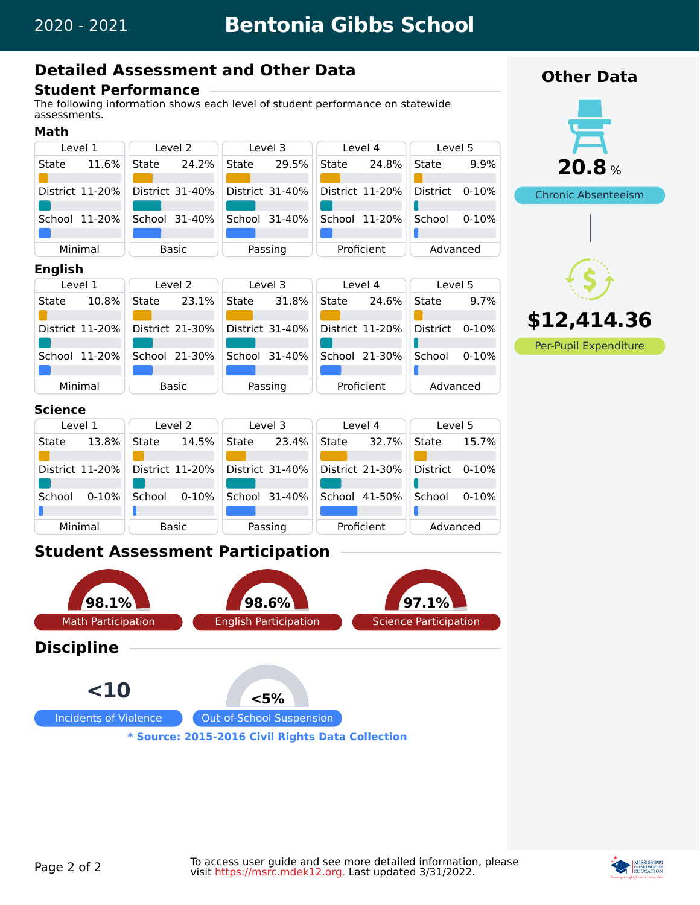# Bentonia Gibbs School

2020 - 2021

## Detailed Assessment and Other Data

### Student Performance

The following information shows each level of student performance on statewide assessments.

#### Math

| | Level 1 | Level 2 | Level 3 | Level 4 | Level 5 |
|---|---|---|---|---|---|
| State | 11.6% | 24.2% | 29.5% | 24.8% | 9.9% |
| District | 11-20% | 31-40% | 31-40% | 11-20% | 0-10% |
| School | 11-20% | 31-40% | 31-40% | 11-20% | 0-10% |
| | Minimal | Basic | Passing | Proficient | Advanced |

#### English

| | Level 1 | Level 2 | Level 3 | Level 4 | Level 5 |
|---|---|---|---|---|---|
| State | 10.8% | 23.1% | 31.8% | 24.6% | 9.7% |
| District | 11-20% | 21-30% | 31-40% | 11-20% | 0-10% |
| School | 11-20% | 21-30% | 31-40% | 21-30% | 0-10% |
| | Minimal | Basic | Passing | Proficient | Advanced |

#### Science

| | Level 1 | Level 2 | Level 3 | Level 4 | Level 5 |
|---|---|---|---|---|---|
| State | 13.8% | 14.5% | 23.4% | 32.7% | 15.7% |
| District | 11-20% | 11-20% | 31-40% | 21-30% | 0-10% |
| School | 0-10% | 0-10% | 31-40% | 41-50% | 0-10% |
| | Minimal | Basic | Passing | Proficient | Advanced |

### Student Assessment Participation

98.1%
Math Participation

98.6%
English Participation

97.1%
Science Participation

### Discipline

<10
Incidents of Violence

<5%
Out-of-School Suspension

* Source: 2015-2016 Civil Rights Data Collection

## Other Data

20.8 %
Chronic Absenteeism

$12,414.36
Per-Pupil Expenditure

To access user guide and see more detailed information, please visit https://msrc.mdek12.org. Last updated 3/31/2022.